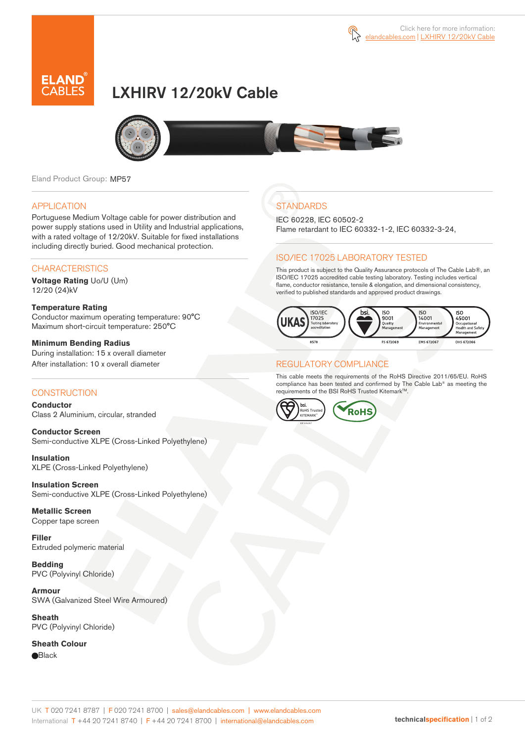Click here for more information: elandcables.com | LXHIRV 12/20kV Cable

# LXHIRV 12/20kV Cable

Eland Product Group: MP57

## APPLICATION

Portuguese Medium Voltage cable for power distribution and power supply stations used in Utility and Industrial applications, with a rated voltage of 12/20kV. Suitable for fixed installations including directly buried. Good mechanical protection.

## CHARACTERISTICS

**Voltage Rating** Uo/U (Um)
12/20 (24)kV

**Temperature Rating**
Conductor maximum operating temperature: 90°C
Maximum short-circuit temperature: 250°C

**Minimum Bending Radius**
During installation: 15 x overall diameter
After installation: 10 x overall diameter

## CONSTRUCTION

**Conductor**
Class 2 Aluminium, circular, stranded

**Conductor Screen**
Semi-conductive XLPE (Cross-Linked Polyethylene)

**Insulation**
XLPE (Cross-Linked Polyethylene)

**Insulation Screen**
Semi-conductive XLPE (Cross-Linked Polyethylene)

**Metallic Screen**
Copper tape screen

**Filler**
Extruded polymeric material

**Bedding**
PVC (Polyvinyl Chloride)

**Armour**
SWA (Galvanized Steel Wire Armoured)

**Sheath**
PVC (Polyvinyl Chloride)

**Sheath Colour**
⬤Black

## STANDARDS

IEC 60228, IEC 60502-2
Flame retardant to IEC 60332-1-2, IEC 60332-3-24,

## ISO/IEC 17025 LABORATORY TESTED

This product is subject to the Quality Assurance protocols of The Cable Lab®, an ISO/IEC 17025 accredited cable testing laboratory. Testing includes vertical flame, conductor resistance, tensile & elongation, and dimensional consistency, verified to published standards and approved product drawings.

UKAS ISO/IEC 17025 Testing laboratory accreditation 8578 | bsi. ISO 9001 Quality Management FS 672069 | ISO 14001 Environmental Management EMS 672067 | ISO 45001 Occupational Health and Safety Management OHS 672066

## REGULATORY COMPLIANCE

This cable meets the requirements of the RoHS Directive 2011/65/EU. RoHS compliance has been tested and confirmed by The Cable Lab® as meeting the requirements of the BSI RoHS Trusted Kitemark™.

bsi. RoHS Trusted KITEMARK™ | RoHS

UK T 020 7241 8787 | F 020 7241 8700 | sales@elandcables.com | www.elandcables.com
International T +44 20 7241 8740 | F +44 20 7241 8700 | international@elandcables.com

technicalspecification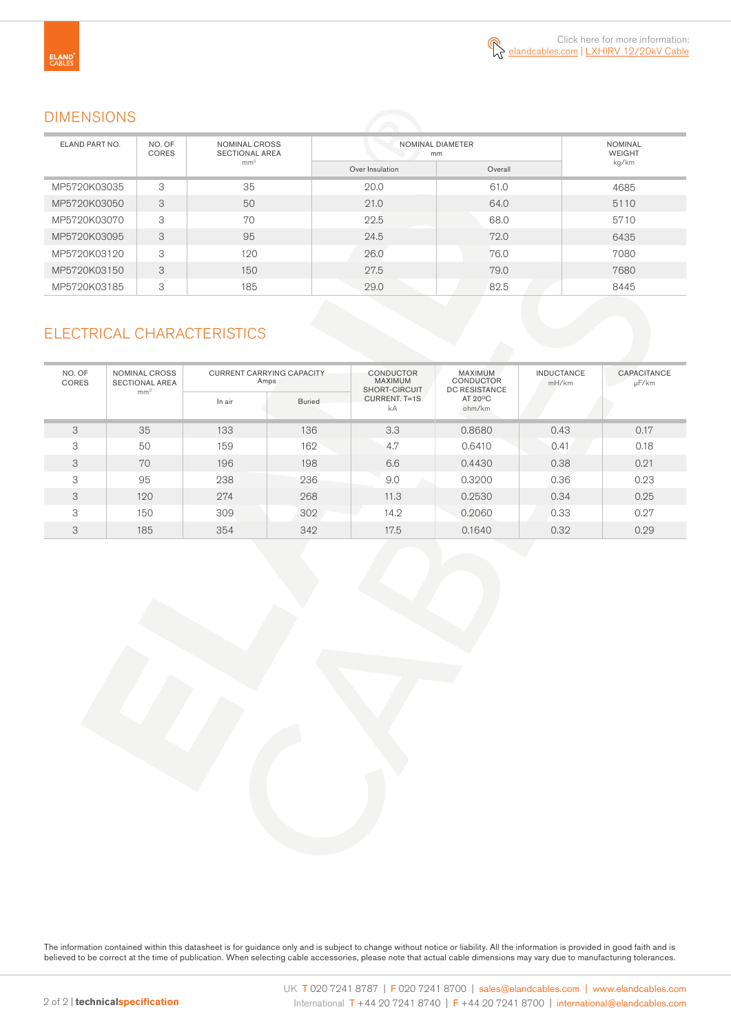Click here for more information: elandcables.com | LXHIRV 12/20kV Cable

## DIMENSIONS

| ELAND PART NO. | NO. OF CORES | NOMINAL CROSS SECTIONAL AREA mm² | NOMINAL DIAMETER mm | | NOMINAL WEIGHT kg/km |
|---|---|---|---|---|---|
| | | | Over Insulation | Overall | |
| MP5720K03035 | 3 | 35 | 20.0 | 61.0 | 4685 |
| MP5720K03050 | 3 | 50 | 21.0 | 64.0 | 5110 |
| MP5720K03070 | 3 | 70 | 22.5 | 68.0 | 5710 |
| MP5720K03095 | 3 | 95 | 24.5 | 72.0 | 6435 |
| MP5720K03120 | 3 | 120 | 26.0 | 76.0 | 7080 |
| MP5720K03150 | 3 | 150 | 27.5 | 79.0 | 7680 |
| MP5720K03185 | 3 | 185 | 29.0 | 82.5 | 8445 |

## ELECTRICAL CHARACTERISTICS

| NO. OF CORES | NOMINAL CROSS SECTIONAL AREA mm² | CURRENT CARRYING CAPACITY Amps | | CONDUCTOR MAXIMUM SHORT-CIRCUIT CURRENT. T=1S kA | MAXIMUM CONDUCTOR DC RESISTANCE AT 20ºC ohm/km | INDUCTANCE mH/km | CAPACITANCE µF/km |
|---|---|---|---|---|---|---|---|
| | | In air | Buried | | | | |
| 3 | 35 | 133 | 136 | 3.3 | 0.8680 | 0.43 | 0.17 |
| 3 | 50 | 159 | 162 | 4.7 | 0.6410 | 0.41 | 0.18 |
| 3 | 70 | 196 | 198 | 6.6 | 0.4430 | 0.38 | 0.21 |
| 3 | 95 | 238 | 236 | 9.0 | 0.3200 | 0.36 | 0.23 |
| 3 | 120 | 274 | 268 | 11.3 | 0.2530 | 0.34 | 0.25 |
| 3 | 150 | 309 | 302 | 14.2 | 0.2060 | 0.33 | 0.27 |
| 3 | 185 | 354 | 342 | 17.5 | 0.1640 | 0.32 | 0.29 |

The information contained within this datasheet is for guidance only and is subject to change without notice or liability. All the information is provided in good faith and is believed to be correct at the time of publication. When selecting cable accessories, please note that actual cable dimensions may vary due to manufacturing tolerances.

UK T 020 7241 8787 | F 020 7241 8700 | sales@elandcables.com | www.elandcables.com
International T +44 20 7241 8740 | F +44 20 7241 8700 | international@elandcables.com